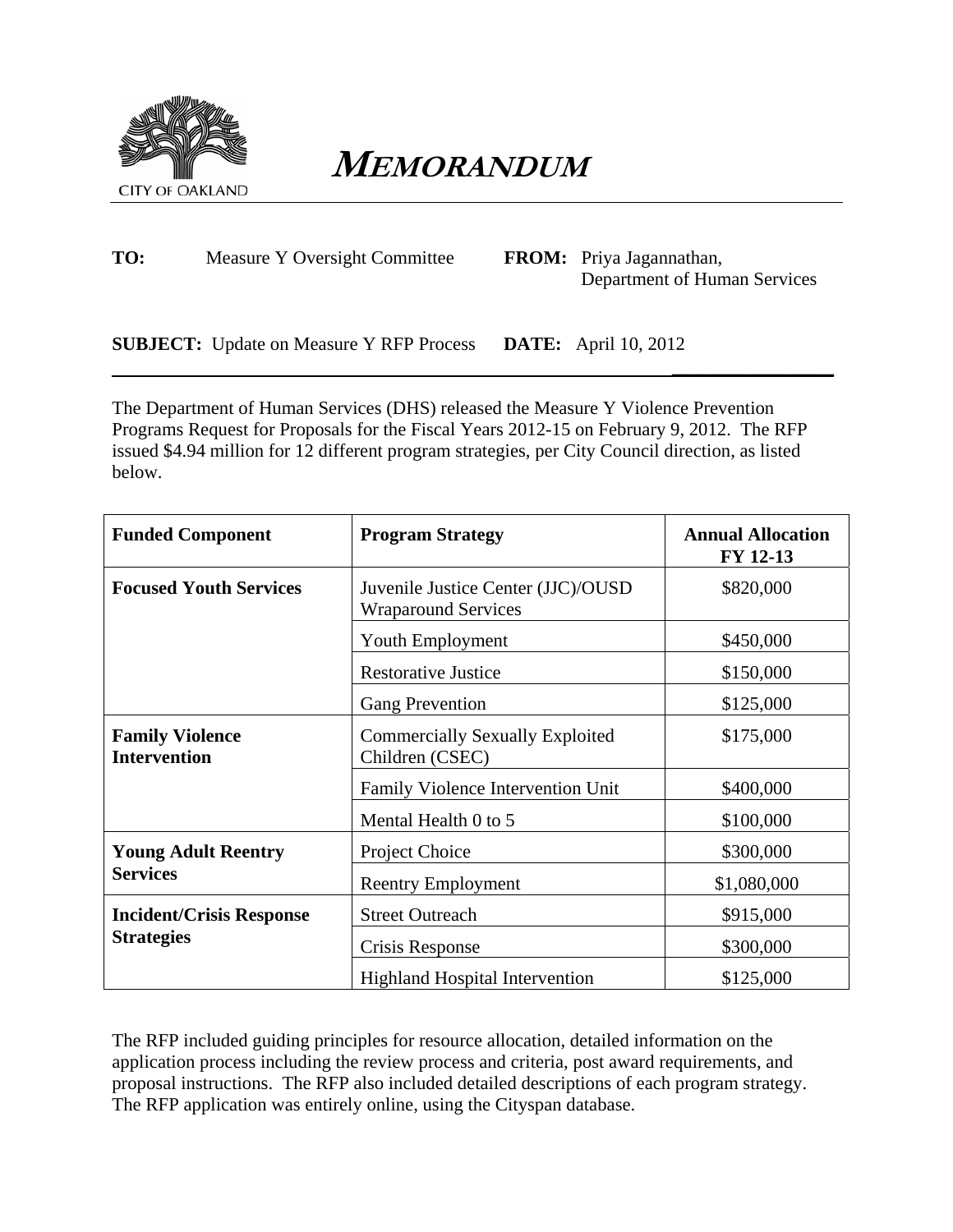# MEMORANDUM

CITY OF OAKLAND

**TO:** Measure Y Oversight Committee

**FROM:** Priya Jagannathan, Department of Human Services

**SUBJECT:** Update on Measure Y RFP Process

**DATE:** April 10, 2012

---

The Department of Human Services (DHS) released the Measure Y Violence Prevention Programs Request for Proposals for the Fiscal Years 2012-15 on February 9, 2012. The RFP issued $4.94 million for 12 different program strategies, per City Council direction, as listed below.

| Funded Component | Program Strategy | Annual Allocation FY 12-13 |
|---|---|---|
| **Focused Youth Services** | Juvenile Justice Center (JJC)/OUSD Wraparound Services | $820,000 |
| | Youth Employment | $450,000 |
| | Restorative Justice | $150,000 |
| | Gang Prevention | $125,000 |
| **Family Violence Intervention** | Commercially Sexually Exploited Children (CSEC) | $175,000 |
| | Family Violence Intervention Unit | $400,000 |
| | Mental Health 0 to 5 | $100,000 |
| **Young Adult Reentry Services** | Project Choice | $300,000 |
| | Reentry Employment | $1,080,000 |
| **Incident/Crisis Response Strategies** | Street Outreach | $915,000 |
| | Crisis Response | $300,000 |
| | Highland Hospital Intervention | $125,000 |

The RFP included guiding principles for resource allocation, detailed information on the application process including the review process and criteria, post award requirements, and proposal instructions. The RFP also included detailed descriptions of each program strategy. The RFP application was entirely online, using the Cityspan database.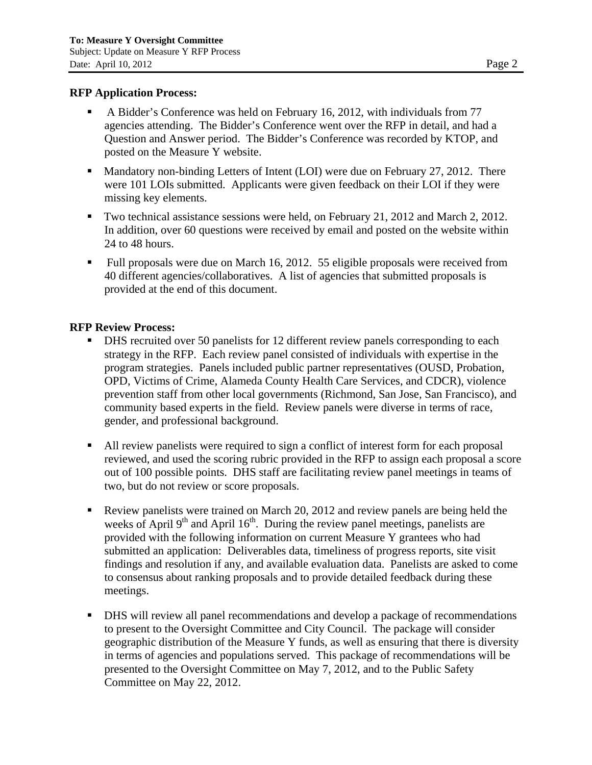**RFP Application Process:**

- A Bidder's Conference was held on February 16, 2012, with individuals from 77 agencies attending. The Bidder's Conference went over the RFP in detail, and had a Question and Answer period. The Bidder's Conference was recorded by KTOP, and posted on the Measure Y website.
- Mandatory non-binding Letters of Intent (LOI) were due on February 27, 2012. There were 101 LOIs submitted. Applicants were given feedback on their LOI if they were missing key elements.
- Two technical assistance sessions were held, on February 21, 2012 and March 2, 2012. In addition, over 60 questions were received by email and posted on the website within 24 to 48 hours.
- Full proposals were due on March 16, 2012. 55 eligible proposals were received from 40 different agencies/collaboratives. A list of agencies that submitted proposals is provided at the end of this document.

**RFP Review Process:**

- DHS recruited over 50 panelists for 12 different review panels corresponding to each strategy in the RFP. Each review panel consisted of individuals with expertise in the program strategies. Panels included public partner representatives (OUSD, Probation, OPD, Victims of Crime, Alameda County Health Care Services, and CDCR), violence prevention staff from other local governments (Richmond, San Jose, San Francisco), and community based experts in the field. Review panels were diverse in terms of race, gender, and professional background.
- All review panelists were required to sign a conflict of interest form for each proposal reviewed, and used the scoring rubric provided in the RFP to assign each proposal a score out of 100 possible points. DHS staff are facilitating review panel meetings in teams of two, but do not review or score proposals.
- Review panelists were trained on March 20, 2012 and review panels are being held the weeks of April 9th and April 16th. During the review panel meetings, panelists are provided with the following information on current Measure Y grantees who had submitted an application: Deliverables data, timeliness of progress reports, site visit findings and resolution if any, and available evaluation data. Panelists are asked to come to consensus about ranking proposals and to provide detailed feedback during these meetings.
- DHS will review all panel recommendations and develop a package of recommendations to present to the Oversight Committee and City Council. The package will consider geographic distribution of the Measure Y funds, as well as ensuring that there is diversity in terms of agencies and populations served. This package of recommendations will be presented to the Oversight Committee on May 7, 2012, and to the Public Safety Committee on May 22, 2012.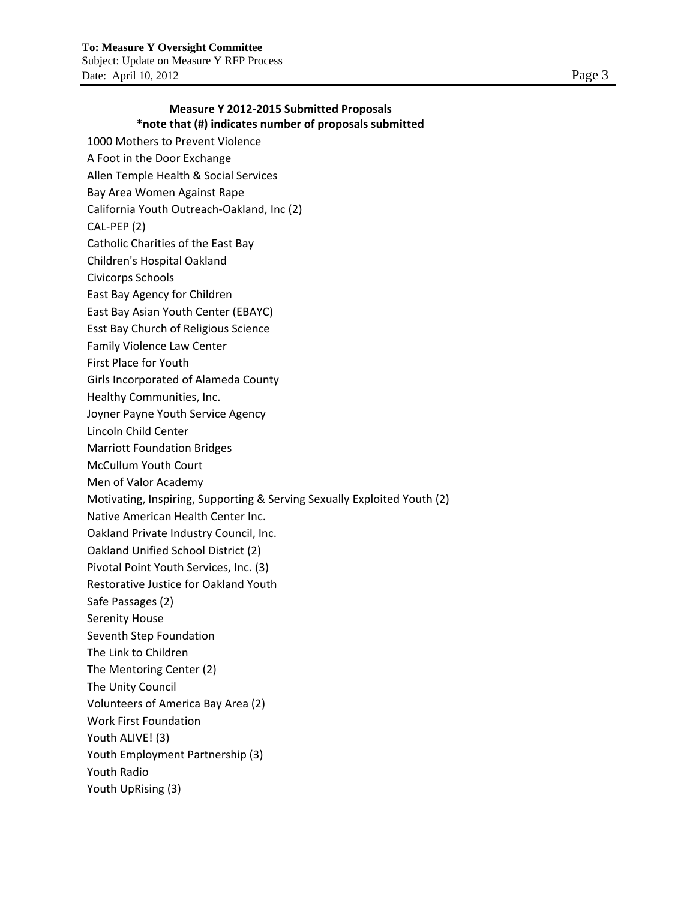**To: Measure Y Oversight Committee**
Subject: Update on Measure Y RFP Process
Date: April 10, 2012

### Measure Y 2012-2015 Submitted Proposals
**\*note that (#) indicates number of proposals submitted**

1000 Mothers to Prevent Violence
A Foot in the Door Exchange
Allen Temple Health & Social Services
Bay Area Women Against Rape
California Youth Outreach-Oakland, Inc (2)
CAL-PEP (2)
Catholic Charities of the East Bay
Children's Hospital Oakland
Civicorps Schools
East Bay Agency for Children
East Bay Asian Youth Center (EBAYC)
Esst Bay Church of Religious Science
Family Violence Law Center
First Place for Youth
Girls Incorporated of Alameda County
Healthy Communities, Inc.
Joyner Payne Youth Service Agency
Lincoln Child Center
Marriott Foundation Bridges
McCullum Youth Court
Men of Valor Academy
Motivating, Inspiring, Supporting & Serving Sexually Exploited Youth (2)
Native American Health Center Inc.
Oakland Private Industry Council, Inc.
Oakland Unified School District (2)
Pivotal Point Youth Services, Inc. (3)
Restorative Justice for Oakland Youth
Safe Passages (2)
Serenity House
Seventh Step Foundation
The Link to Children
The Mentoring Center (2)
The Unity Council
Volunteers of America Bay Area (2)
Work First Foundation
Youth ALIVE! (3)
Youth Employment Partnership (3)
Youth Radio
Youth UpRising (3)